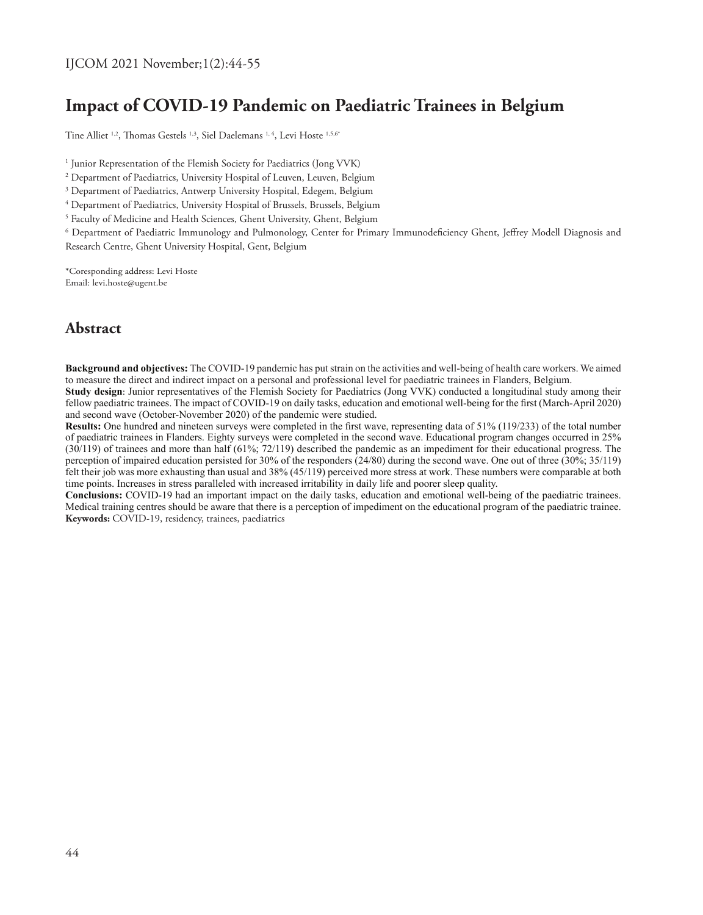# Impact of COVID-19 Pandemic on Paediatric Trainees in Belgium

Tine Alliet [1,2], Thomas Gestels [1,3], Siel Daelemans [1,4], Levi Hoste [1,5,6*]

[1] Junior Representation of the Flemish Society for Paediatrics (Jong VVK)

[2] Department of Paediatrics, University Hospital of Leuven, Leuven, Belgium

[3] Department of Paediatrics, Antwerp University Hospital, Edegem, Belgium

[4] Department of Paediatrics, University Hospital of Brussels, Brussels, Belgium

[5] Faculty of Medicine and Health Sciences, Ghent University, Ghent, Belgium

[6] Department of Paediatric Immunology and Pulmonology, Center for Primary Immunodeficiency Ghent, Jeffrey Modell Diagnosis and Research Centre, Ghent University Hospital, Gent, Belgium

*Coresponding address: Levi Hoste
Email: levi.hoste@ugent.be

## Abstract

**Background and objectives:** The COVID-19 pandemic has put strain on the activities and well-being of health care workers. We aimed to measure the direct and indirect impact on a personal and professional level for paediatric trainees in Flanders, Belgium.
**Study design**: Junior representatives of the Flemish Society for Paediatrics (Jong VVK) conducted a longitudinal study among their fellow paediatric trainees. The impact of COVID-19 on daily tasks, education and emotional well-being for the first (March-April 2020) and second wave (October-November 2020) of the pandemic were studied.
**Results:** One hundred and nineteen surveys were completed in the first wave, representing data of 51% (119/233) of the total number of paediatric trainees in Flanders. Eighty surveys were completed in the second wave. Educational program changes occurred in 25% (30/119) of trainees and more than half (61%; 72/119) described the pandemic as an impediment for their educational progress. The perception of impaired education persisted for 30% of the responders (24/80) during the second wave. One out of three (30%; 35/119) felt their job was more exhausting than usual and 38% (45/119) perceived more stress at work. These numbers were comparable at both time points. Increases in stress paralleled with increased irritability in daily life and poorer sleep quality.
**Conclusions:** COVID-19 had an important impact on the daily tasks, education and emotional well-being of the paediatric trainees. Medical training centres should be aware that there is a perception of impediment on the educational program of the paediatric trainee.
**Keywords:** COVID-19, residency, trainees, paediatrics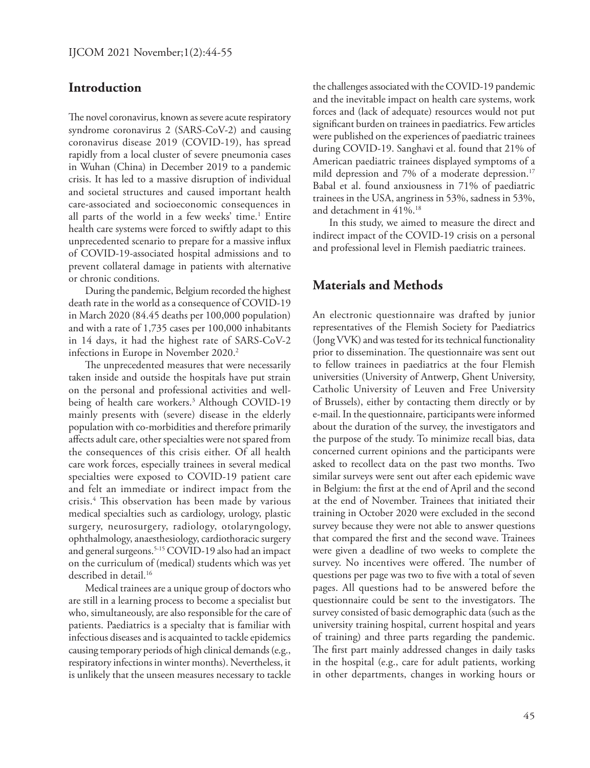## Introduction

The novel coronavirus, known as severe acute respiratory syndrome coronavirus 2 (SARS-CoV-2) and causing coronavirus disease 2019 (COVID-19), has spread rapidly from a local cluster of severe pneumonia cases in Wuhan (China) in December 2019 to a pandemic crisis. It has led to a massive disruption of individual and societal structures and caused important health care-associated and socioeconomic consequences in all parts of the world in a few weeks' time.[1] Entire health care systems were forced to swiftly adapt to this unprecedented scenario to prepare for a massive influx of COVID-19-associated hospital admissions and to prevent collateral damage in patients with alternative or chronic conditions.

During the pandemic, Belgium recorded the highest death rate in the world as a consequence of COVID-19 in March 2020 (84.45 deaths per 100,000 population) and with a rate of 1,735 cases per 100,000 inhabitants in 14 days, it had the highest rate of SARS-CoV-2 infections in Europe in November 2020.[2]

The unprecedented measures that were necessarily taken inside and outside the hospitals have put strain on the personal and professional activities and well-being of health care workers.[3] Although COVID-19 mainly presents with (severe) disease in the elderly population with co-morbidities and therefore primarily affects adult care, other specialties were not spared from the consequences of this crisis either. Of all health care work forces, especially trainees in several medical specialties were exposed to COVID-19 patient care and felt an immediate or indirect impact from the crisis.[4] This observation has been made by various medical specialties such as cardiology, urology, plastic surgery, neurosurgery, radiology, otolaryngology, ophthalmology, anaesthesiology, cardiothoracic surgery and general surgeons.[5-15] COVID-19 also had an impact on the curriculum of (medical) students which was yet described in detail.[16]

Medical trainees are a unique group of doctors who are still in a learning process to become a specialist but who, simultaneously, are also responsible for the care of patients. Paediatrics is a specialty that is familiar with infectious diseases and is acquainted to tackle epidemics causing temporary periods of high clinical demands (e.g., respiratory infections in winter months). Nevertheless, it is unlikely that the unseen measures necessary to tackle the challenges associated with the COVID-19 pandemic and the inevitable impact on health care systems, work forces and (lack of adequate) resources would not put significant burden on trainees in paediatrics. Few articles were published on the experiences of paediatric trainees during COVID-19. Sanghavi et al. found that 21% of American paediatric trainees displayed symptoms of a mild depression and 7% of a moderate depression.[17] Babal et al. found anxiousness in 71% of paediatric trainees in the USA, angriness in 53%, sadness in 53%, and detachment in 41%.[18]

In this study, we aimed to measure the direct and indirect impact of the COVID-19 crisis on a personal and professional level in Flemish paediatric trainees.

## Materials and Methods

An electronic questionnaire was drafted by junior representatives of the Flemish Society for Paediatrics (Jong VVK) and was tested for its technical functionality prior to dissemination. The questionnaire was sent out to fellow trainees in paediatrics at the four Flemish universities (University of Antwerp, Ghent University, Catholic University of Leuven and Free University of Brussels), either by contacting them directly or by e-mail. In the questionnaire, participants were informed about the duration of the survey, the investigators and the purpose of the study. To minimize recall bias, data concerned current opinions and the participants were asked to recollect data on the past two months. Two similar surveys were sent out after each epidemic wave in Belgium: the first at the end of April and the second at the end of November. Trainees that initiated their training in October 2020 were excluded in the second survey because they were not able to answer questions that compared the first and the second wave. Trainees were given a deadline of two weeks to complete the survey. No incentives were offered. The number of questions per page was two to five with a total of seven pages. All questions had to be answered before the questionnaire could be sent to the investigators. The survey consisted of basic demographic data (such as the university training hospital, current hospital and years of training) and three parts regarding the pandemic. The first part mainly addressed changes in daily tasks in the hospital (e.g., care for adult patients, working in other departments, changes in working hours or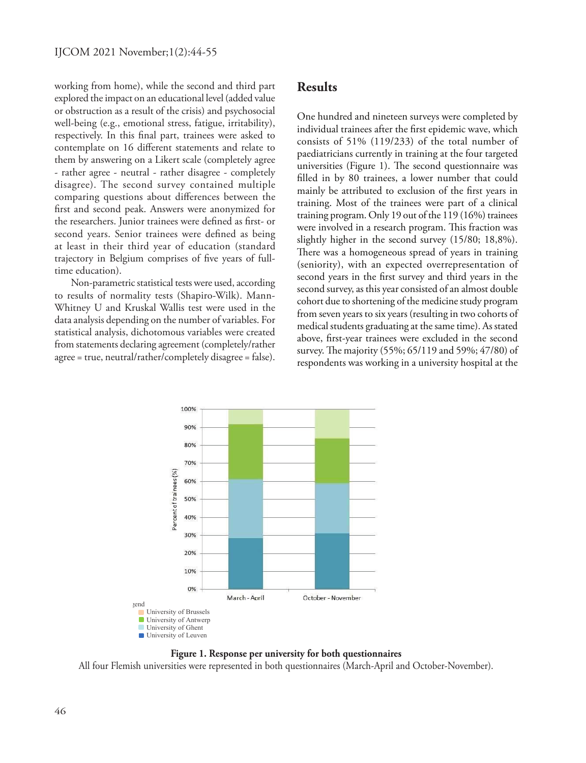working from home), while the second and third part explored the impact on an educational level (added value or obstruction as a result of the crisis) and psychosocial well-being (e.g., emotional stress, fatigue, irritability), respectively. In this final part, trainees were asked to contemplate on 16 different statements and relate to them by answering on a Likert scale (completely agree - rather agree - neutral - rather disagree - completely disagree). The second survey contained multiple comparing questions about differences between the first and second peak. Answers were anonymized for the researchers. Junior trainees were defined as first- or second years. Senior trainees were defined as being at least in their third year of education (standard trajectory in Belgium comprises of five years of full-time education).

Non-parametric statistical tests were used, according to results of normality tests (Shapiro-Wilk). Mann-Whitney U and Kruskal Wallis test were used in the data analysis depending on the number of variables. For statistical analysis, dichotomous variables were created from statements declaring agreement (completely/rather agree = true, neutral/rather/completely disagree = false).

## Results

One hundred and nineteen surveys were completed by individual trainees after the first epidemic wave, which consists of 51% (119/233) of the total number of paediatricians currently in training at the four targeted universities (Figure 1). The second questionnaire was filled in by 80 trainees, a lower number that could mainly be attributed to exclusion of the first years in training. Most of the trainees were part of a clinical training program. Only 19 out of the 119 (16%) trainees were involved in a research program. This fraction was slightly higher in the second survey (15/80; 18,8%). There was a homogeneous spread of years in training (seniority), with an expected overrepresentation of second years in the first survey and third years in the second survey, as this year consisted of an almost double cohort due to shortening of the medicine study program from seven years to six years (resulting in two cohorts of medical students graduating at the same time). As stated above, first-year trainees were excluded in the second survey. The majority (55%; 65/119 and 59%; 47/80) of respondents was working in a university hospital at the

**Figure 1. Response per university for both questionnaires**

All four Flemish universities were represented in both questionnaires (March-April and October-November).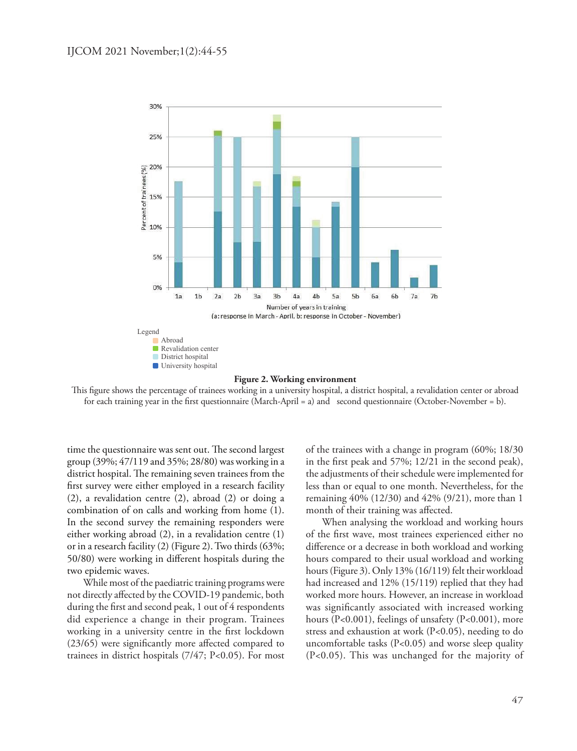Legend

- Abroad
- Revalidation center
- District hospital
- University hospital

**Figure 2. Working environment**

This figure shows the percentage of trainees working in a university hospital, a district hospital, a revalidation center or abroad for each training year in the first questionnaire (March-April = a) and second questionnaire (October-November = b).

time the questionnaire was sent out. The second largest group (39%; 47/119 and 35%; 28/80) was working in a district hospital. The remaining seven trainees from the first survey were either employed in a research facility (2), a revalidation centre (2), abroad (2) or doing a combination of on calls and working from home (1). In the second survey the remaining responders were either working abroad (2), in a revalidation centre (1) or in a research facility (2) (Figure 2). Two thirds (63%; 50/80) were working in different hospitals during the two epidemic waves.

While most of the paediatric training programs were not directly affected by the COVID-19 pandemic, both during the first and second peak, 1 out of 4 respondents did experience a change in their program. Trainees working in a university centre in the first lockdown (23/65) were significantly more affected compared to trainees in district hospitals (7/47; P<0.05). For most of the trainees with a change in program (60%; 18/30 in the first peak and 57%; 12/21 in the second peak), the adjustments of their schedule were implemented for less than or equal to one month. Nevertheless, for the remaining 40% (12/30) and 42% (9/21), more than 1 month of their training was affected.

When analysing the workload and working hours of the first wave, most trainees experienced either no difference or a decrease in both workload and working hours compared to their usual workload and working hours (Figure 3). Only 13% (16/119) felt their workload had increased and 12% (15/119) replied that they had worked more hours. However, an increase in workload was significantly associated with increased working hours (P<0.001), feelings of unsafety (P<0.001), more stress and exhaustion at work (P<0.05), needing to do uncomfortable tasks (P<0.05) and worse sleep quality (P<0.05). This was unchanged for the majority of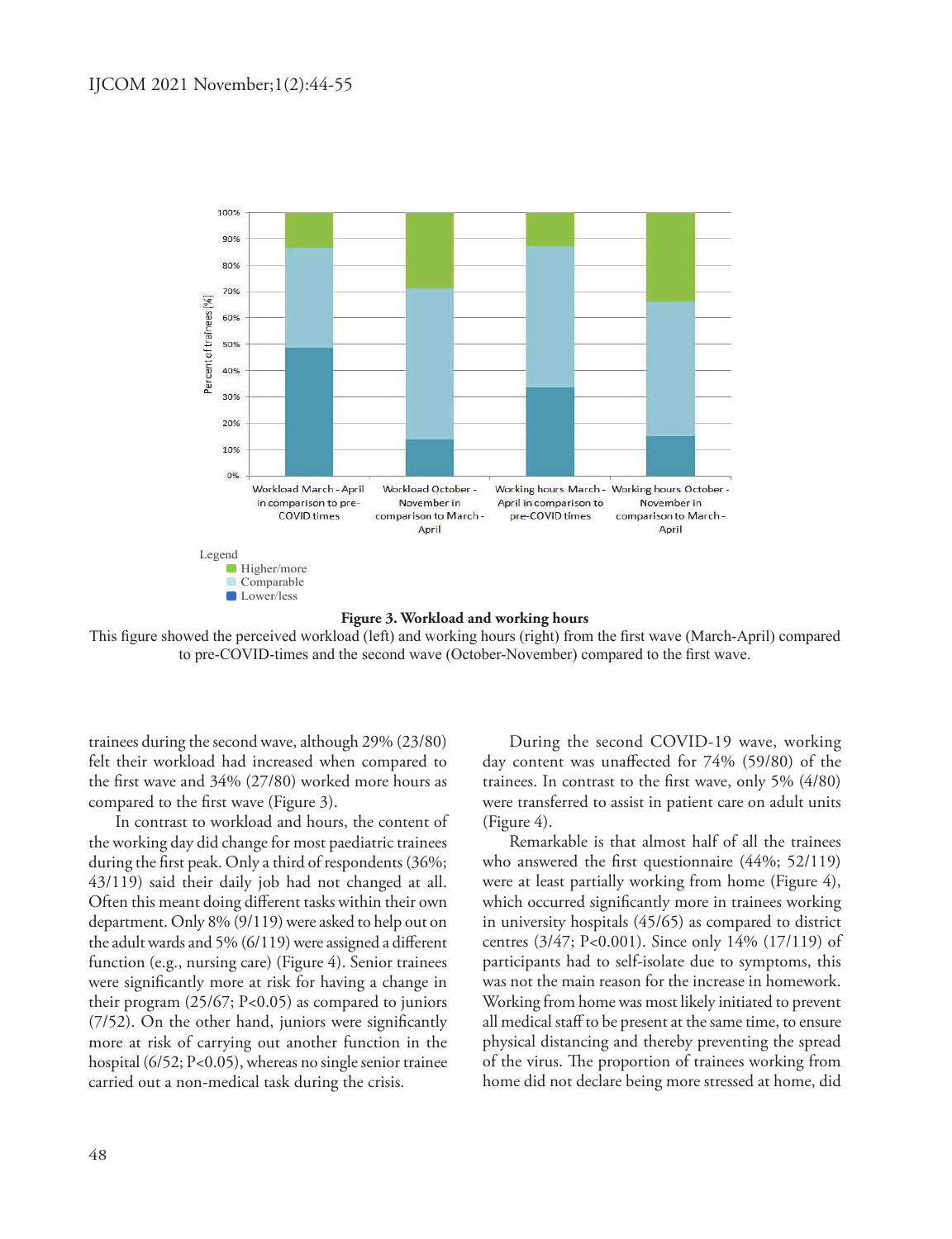**Figure 3. Workload and working hours**

This figure showed the perceived workload (left) and working hours (right) from the first wave (March-April) compared to pre-COVID-times and the second wave (October-November) compared to the first wave.

trainees during the second wave, although 29% (23/80) felt their workload had increased when compared to the first wave and 34% (27/80) worked more hours as compared to the first wave (Figure 3).

In contrast to workload and hours, the content of the working day did change for most paediatric trainees during the first peak. Only a third of respondents (36%; 43/119) said their daily job had not changed at all. Often this meant doing different tasks within their own department. Only 8% (9/119) were asked to help out on the adult wards and 5% (6/119) were assigned a different function (e.g., nursing care) (Figure 4). Senior trainees were significantly more at risk for having a change in their program (25/67; $P<0.05$) as compared to juniors (7/52). On the other hand, juniors were significantly more at risk of carrying out another function in the hospital (6/52; $P<0.05$), whereas no single senior trainee carried out a non-medical task during the crisis.

During the second COVID-19 wave, working day content was unaffected for 74% (59/80) of the trainees. In contrast to the first wave, only 5% (4/80) were transferred to assist in patient care on adult units (Figure 4).

Remarkable is that almost half of all the trainees who answered the first questionnaire (44%; 52/119) were at least partially working from home (Figure 4), which occurred significantly more in trainees working in university hospitals (45/65) as compared to district centres (3/47; $P<0.001$). Since only 14% (17/119) of participants had to self-isolate due to symptoms, this was not the main reason for the increase in homework. Working from home was most likely initiated to prevent all medical staff to be present at the same time, to ensure physical distancing and thereby preventing the spread of the virus. The proportion of trainees working from home did not declare being more stressed at home, did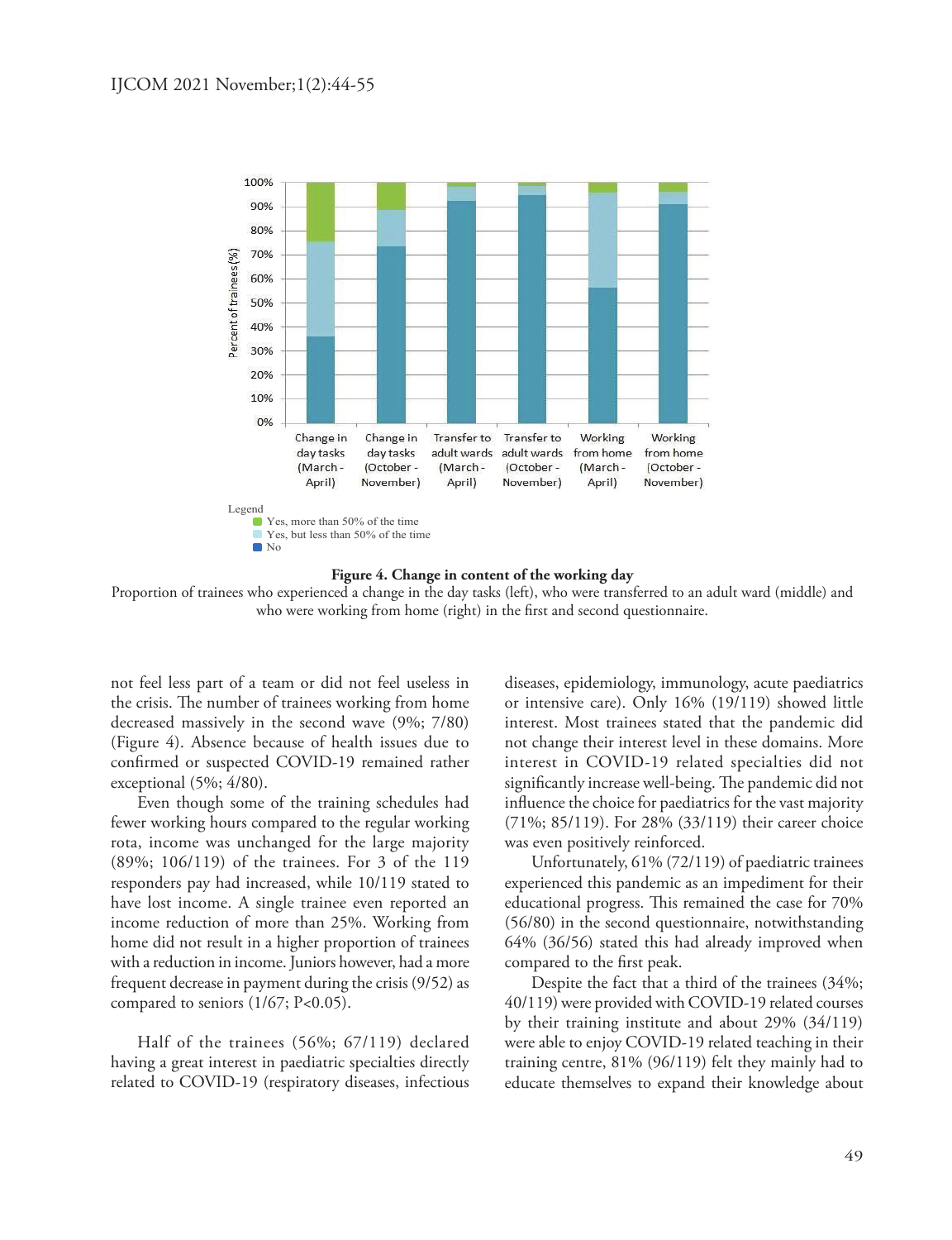**Figure 4. Change in content of the working day**

Proportion of trainees who experienced a change in the day tasks (left), who were transferred to an adult ward (middle) and who were working from home (right) in the first and second questionnaire.

not feel less part of a team or did not feel useless in the crisis. The number of trainees working from home decreased massively in the second wave (9%; 7/80) (Figure 4). Absence because of health issues due to confirmed or suspected COVID-19 remained rather exceptional (5%; 4/80).

Even though some of the training schedules had fewer working hours compared to the regular working rota, income was unchanged for the large majority (89%; 106/119) of the trainees. For 3 of the 119 responders pay had increased, while 10/119 stated to have lost income. A single trainee even reported an income reduction of more than 25%. Working from home did not result in a higher proportion of trainees with a reduction in income. Juniors however, had a more frequent decrease in payment during the crisis (9/52) as compared to seniors (1/67; P<0.05).

Half of the trainees (56%; 67/119) declared having a great interest in paediatric specialties directly related to COVID-19 (respiratory diseases, infectious diseases, epidemiology, immunology, acute paediatrics or intensive care). Only 16% (19/119) showed little interest. Most trainees stated that the pandemic did not change their interest level in these domains. More interest in COVID-19 related specialties did not significantly increase well-being. The pandemic did not influence the choice for paediatrics for the vast majority (71%; 85/119). For 28% (33/119) their career choice was even positively reinforced.

Unfortunately, 61% (72/119) of paediatric trainees experienced this pandemic as an impediment for their educational progress. This remained the case for 70% (56/80) in the second questionnaire, notwithstanding 64% (36/56) stated this had already improved when compared to the first peak.

Despite the fact that a third of the trainees (34%; 40/119) were provided with COVID-19 related courses by their training institute and about 29% (34/119) were able to enjoy COVID-19 related teaching in their training centre, 81% (96/119) felt they mainly had to educate themselves to expand their knowledge about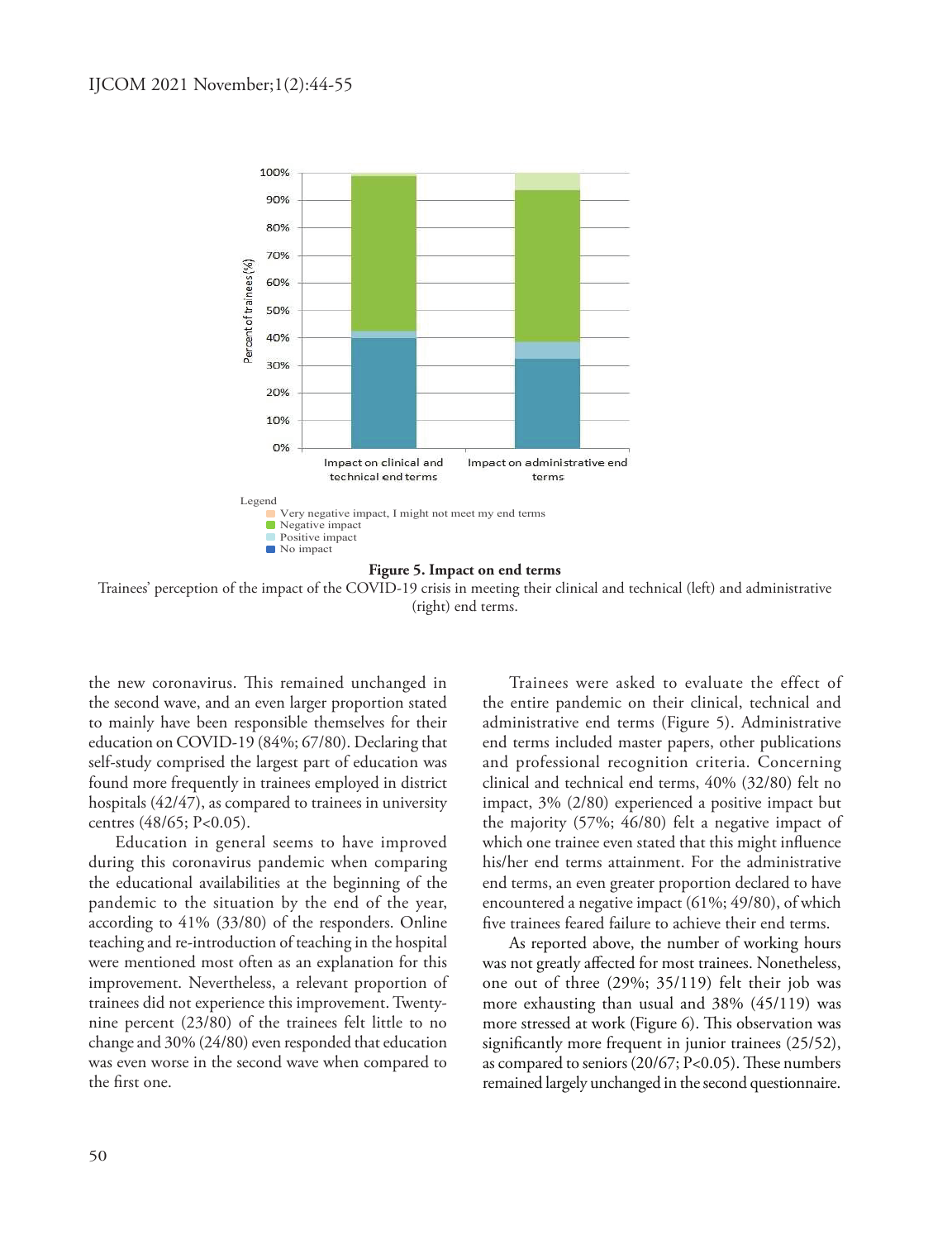Legend
- Very negative impact, I might not meet my end terms
- Negative impact
- Positive impact
- No impact

**Figure 5. Impact on end terms**

Trainees' perception of the impact of the COVID-19 crisis in meeting their clinical and technical (left) and administrative (right) end terms.

the new coronavirus. This remained unchanged in the second wave, and an even larger proportion stated to mainly have been responsible themselves for their education on COVID-19 (84%; 67/80). Declaring that self-study comprised the largest part of education was found more frequently in trainees employed in district hospitals (42/47), as compared to trainees in university centres (48/65; P<0.05).

Education in general seems to have improved during this coronavirus pandemic when comparing the educational availabilities at the beginning of the pandemic to the situation by the end of the year, according to 41% (33/80) of the responders. Online teaching and re-introduction of teaching in the hospital were mentioned most often as an explanation for this improvement. Nevertheless, a relevant proportion of trainees did not experience this improvement. Twenty-nine percent (23/80) of the trainees felt little to no change and 30% (24/80) even responded that education was even worse in the second wave when compared to the first one.

Trainees were asked to evaluate the effect of the entire pandemic on their clinical, technical and administrative end terms (Figure 5). Administrative end terms included master papers, other publications and professional recognition criteria. Concerning clinical and technical end terms, 40% (32/80) felt no impact, 3% (2/80) experienced a positive impact but the majority (57%; 46/80) felt a negative impact of which one trainee even stated that this might influence his/her end terms attainment. For the administrative end terms, an even greater proportion declared to have encountered a negative impact (61%; 49/80), of which five trainees feared failure to achieve their end terms.

As reported above, the number of working hours was not greatly affected for most trainees. Nonetheless, one out of three (29%; 35/119) felt their job was more exhausting than usual and 38% (45/119) was more stressed at work (Figure 6). This observation was significantly more frequent in junior trainees (25/52), as compared to seniors (20/67; P<0.05). These numbers remained largely unchanged in the second questionnaire.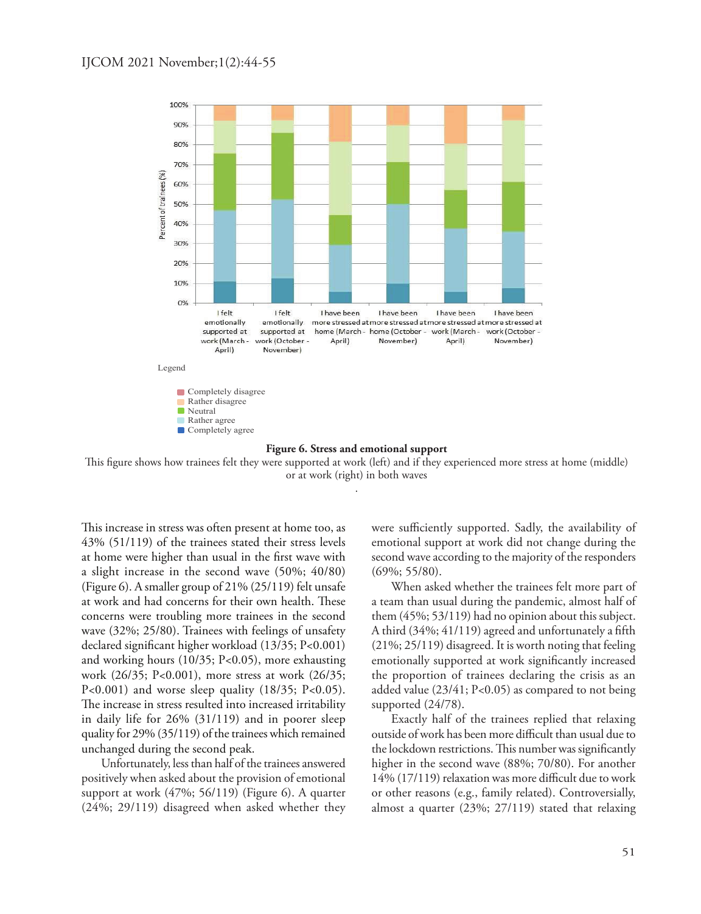Legend

- Completely disagree
- Rather disagree
- Neutral
- Rather agree
- Completely agree

**Figure 6. Stress and emotional support**

This figure shows how trainees felt they were supported at work (left) and if they experienced more stress at home (middle) or at work (right) in both waves

This increase in stress was often present at home too, as 43% (51/119) of the trainees stated their stress levels at home were higher than usual in the first wave with a slight increase in the second wave (50%; 40/80) (Figure 6). A smaller group of 21% (25/119) felt unsafe at work and had concerns for their own health. These concerns were troubling more trainees in the second wave (32%; 25/80). Trainees with feelings of unsafety declared significant higher workload (13/35; P<0.001) and working hours (10/35; P<0.05), more exhausting work (26/35; P<0.001), more stress at work (26/35; P<0.001) and worse sleep quality (18/35; P<0.05). The increase in stress resulted into increased irritability in daily life for 26% (31/119) and in poorer sleep quality for 29% (35/119) of the trainees which remained unchanged during the second peak.

Unfortunately, less than half of the trainees answered positively when asked about the provision of emotional support at work (47%; 56/119) (Figure 6). A quarter (24%; 29/119) disagreed when asked whether they were sufficiently supported. Sadly, the availability of emotional support at work did not change during the second wave according to the majority of the responders (69%; 55/80).

When asked whether the trainees felt more part of a team than usual during the pandemic, almost half of them (45%; 53/119) had no opinion about this subject. A third (34%; 41/119) agreed and unfortunately a fifth (21%; 25/119) disagreed. It is worth noting that feeling emotionally supported at work significantly increased the proportion of trainees declaring the crisis as an added value (23/41; P<0.05) as compared to not being supported (24/78).

Exactly half of the trainees replied that relaxing outside of work has been more difficult than usual due to the lockdown restrictions. This number was significantly higher in the second wave (88%; 70/80). For another 14% (17/119) relaxation was more difficult due to work or other reasons (e.g., family related). Controversially, almost a quarter (23%; 27/119) stated that relaxing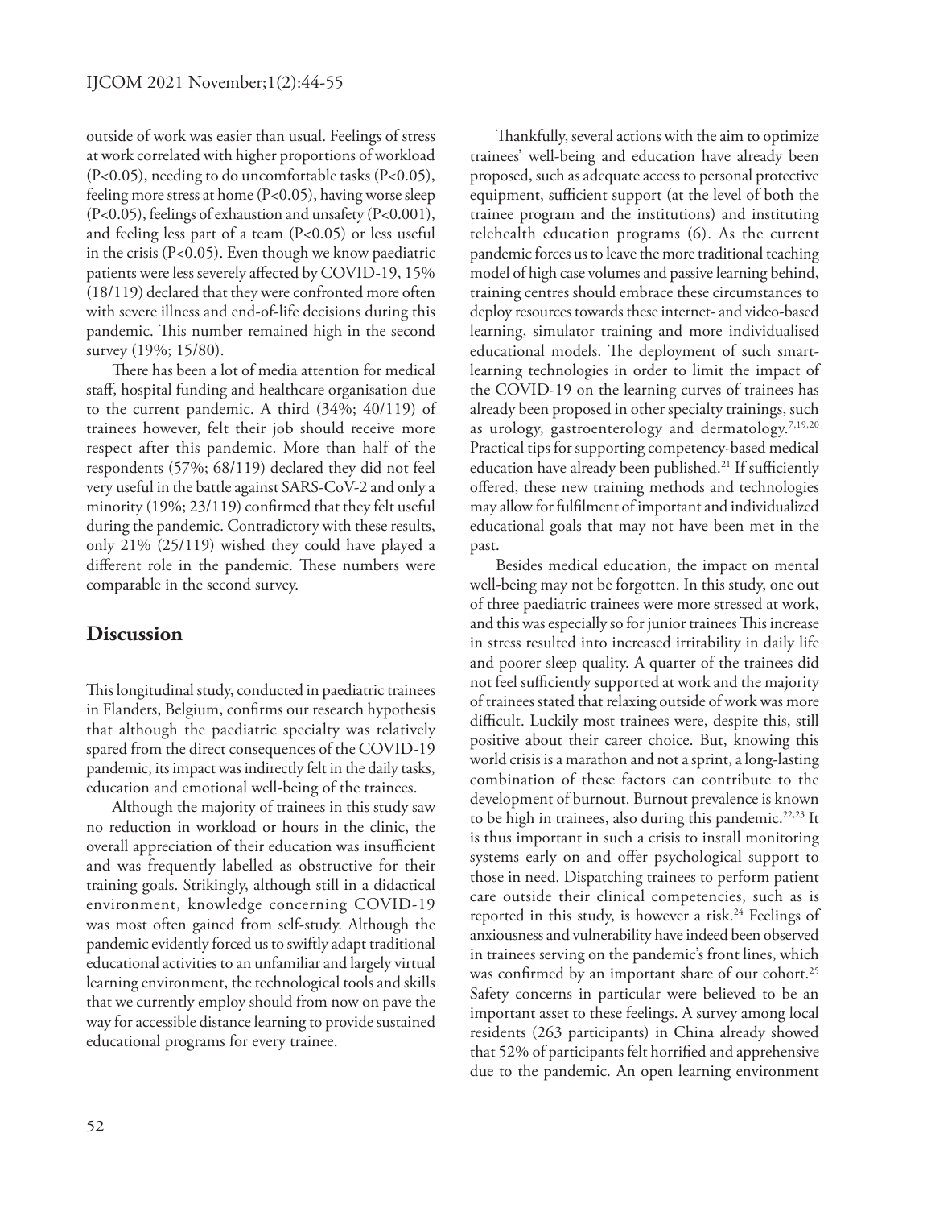outside of work was easier than usual. Feelings of stress at work correlated with higher proportions of workload ($P<0.05$), needing to do uncomfortable tasks ($P<0.05$), feeling more stress at home ($P<0.05$), having worse sleep ($P<0.05$), feelings of exhaustion and unsafety ($P<0.001$), and feeling less part of a team ($P<0.05$) or less useful in the crisis ($P<0.05$). Even though we know paediatric patients were less severely affected by COVID-19, 15% (18/119) declared that they were confronted more often with severe illness and end-of-life decisions during this pandemic. This number remained high in the second survey (19%; 15/80).

There has been a lot of media attention for medical staff, hospital funding and healthcare organisation due to the current pandemic. A third (34%; 40/119) of trainees however, felt their job should receive more respect after this pandemic. More than half of the respondents (57%; 68/119) declared they did not feel very useful in the battle against SARS-CoV-2 and only a minority (19%; 23/119) confirmed that they felt useful during the pandemic. Contradictory with these results, only 21% (25/119) wished they could have played a different role in the pandemic. These numbers were comparable in the second survey.

## Discussion

This longitudinal study, conducted in paediatric trainees in Flanders, Belgium, confirms our research hypothesis that although the paediatric specialty was relatively spared from the direct consequences of the COVID-19 pandemic, its impact was indirectly felt in the daily tasks, education and emotional well-being of the trainees.

Although the majority of trainees in this study saw no reduction in workload or hours in the clinic, the overall appreciation of their education was insufficient and was frequently labelled as obstructive for their training goals. Strikingly, although still in a didactical environment, knowledge concerning COVID-19 was most often gained from self-study. Although the pandemic evidently forced us to swiftly adapt traditional educational activities to an unfamiliar and largely virtual learning environment, the technological tools and skills that we currently employ should from now on pave the way for accessible distance learning to provide sustained educational programs for every trainee.

Thankfully, several actions with the aim to optimize trainees' well-being and education have already been proposed, such as adequate access to personal protective equipment, sufficient support (at the level of both the trainee program and the institutions) and instituting telehealth education programs (6). As the current pandemic forces us to leave the more traditional teaching model of high case volumes and passive learning behind, training centres should embrace these circumstances to deploy resources towards these internet- and video-based learning, simulator training and more individualised educational models. The deployment of such smart-learning technologies in order to limit the impact of the COVID-19 on the learning curves of trainees has already been proposed in other specialty trainings, such as urology, gastroenterology and dermatology.[7,19,20] Practical tips for supporting competency-based medical education have already been published.[21] If sufficiently offered, these new training methods and technologies may allow for fulfilment of important and individualized educational goals that may not have been met in the past.

Besides medical education, the impact on mental well-being may not be forgotten. In this study, one out of three paediatric trainees were more stressed at work, and this was especially so for junior trainees This increase in stress resulted into increased irritability in daily life and poorer sleep quality. A quarter of the trainees did not feel sufficiently supported at work and the majority of trainees stated that relaxing outside of work was more difficult. Luckily most trainees were, despite this, still positive about their career choice. But, knowing this world crisis is a marathon and not a sprint, a long-lasting combination of these factors can contribute to the development of burnout. Burnout prevalence is known to be high in trainees, also during this pandemic.[22,23] It is thus important in such a crisis to install monitoring systems early on and offer psychological support to those in need. Dispatching trainees to perform patient care outside their clinical competencies, such as is reported in this study, is however a risk.[24] Feelings of anxiousness and vulnerability have indeed been observed in trainees serving on the pandemic's front lines, which was confirmed by an important share of our cohort.[25] Safety concerns in particular were believed to be an important asset to these feelings. A survey among local residents (263 participants) in China already showed that 52% of participants felt horrified and apprehensive due to the pandemic. An open learning environment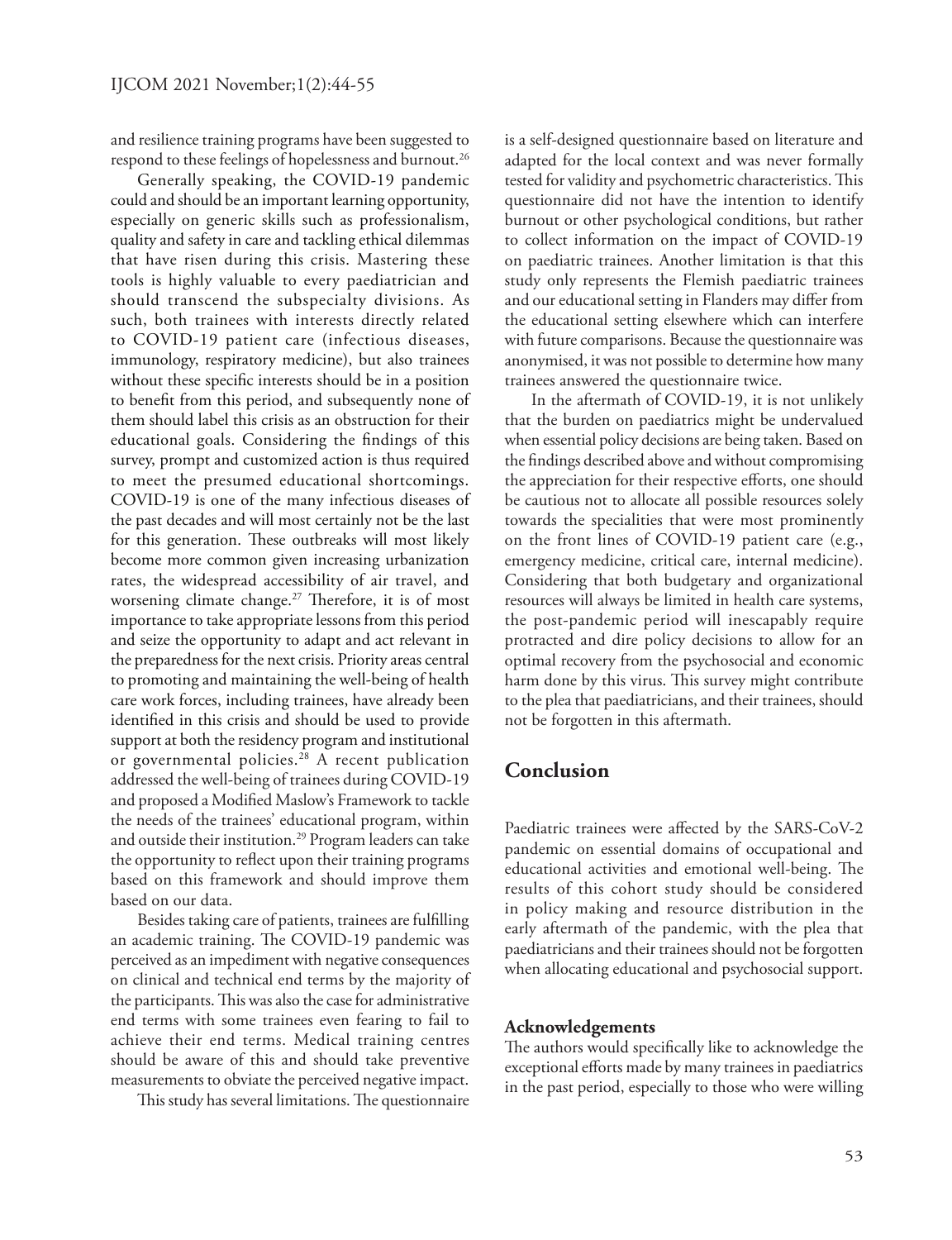and resilience training programs have been suggested to respond to these feelings of hopelessness and burnout.[26]

Generally speaking, the COVID-19 pandemic could and should be an important learning opportunity, especially on generic skills such as professionalism, quality and safety in care and tackling ethical dilemmas that have risen during this crisis. Mastering these tools is highly valuable to every paediatrician and should transcend the subspecialty divisions. As such, both trainees with interests directly related to COVID-19 patient care (infectious diseases, immunology, respiratory medicine), but also trainees without these specific interests should be in a position to benefit from this period, and subsequently none of them should label this crisis as an obstruction for their educational goals. Considering the findings of this survey, prompt and customized action is thus required to meet the presumed educational shortcomings. COVID-19 is one of the many infectious diseases of the past decades and will most certainly not be the last for this generation. These outbreaks will most likely become more common given increasing urbanization rates, the widespread accessibility of air travel, and worsening climate change.[27] Therefore, it is of most importance to take appropriate lessons from this period and seize the opportunity to adapt and act relevant in the preparedness for the next crisis. Priority areas central to promoting and maintaining the well-being of health care work forces, including trainees, have already been identified in this crisis and should be used to provide support at both the residency program and institutional or governmental policies.[28] A recent publication addressed the well-being of trainees during COVID-19 and proposed a Modified Maslow's Framework to tackle the needs of the trainees' educational program, within and outside their institution.[29] Program leaders can take the opportunity to reflect upon their training programs based on this framework and should improve them based on our data.

Besides taking care of patients, trainees are fulfilling an academic training. The COVID-19 pandemic was perceived as an impediment with negative consequences on clinical and technical end terms by the majority of the participants. This was also the case for administrative end terms with some trainees even fearing to fail to achieve their end terms. Medical training centres should be aware of this and should take preventive measurements to obviate the perceived negative impact.

This study has several limitations. The questionnaire is a self-designed questionnaire based on literature and adapted for the local context and was never formally tested for validity and psychometric characteristics. This questionnaire did not have the intention to identify burnout or other psychological conditions, but rather to collect information on the impact of COVID-19 on paediatric trainees. Another limitation is that this study only represents the Flemish paediatric trainees and our educational setting in Flanders may differ from the educational setting elsewhere which can interfere with future comparisons. Because the questionnaire was anonymised, it was not possible to determine how many trainees answered the questionnaire twice.

In the aftermath of COVID-19, it is not unlikely that the burden on paediatrics might be undervalued when essential policy decisions are being taken. Based on the findings described above and without compromising the appreciation for their respective efforts, one should be cautious not to allocate all possible resources solely towards the specialities that were most prominently on the front lines of COVID-19 patient care (e.g., emergency medicine, critical care, internal medicine). Considering that both budgetary and organizational resources will always be limited in health care systems, the post-pandemic period will inescapably require protracted and dire policy decisions to allow for an optimal recovery from the psychosocial and economic harm done by this virus. This survey might contribute to the plea that paediatricians, and their trainees, should not be forgotten in this aftermath.

## Conclusion

Paediatric trainees were affected by the SARS-CoV-2 pandemic on essential domains of occupational and educational activities and emotional well-being. The results of this cohort study should be considered in policy making and resource distribution in the early aftermath of the pandemic, with the plea that paediatricians and their trainees should not be forgotten when allocating educational and psychosocial support.

### Acknowledgements

The authors would specifically like to acknowledge the exceptional efforts made by many trainees in paediatrics in the past period, especially to those who were willing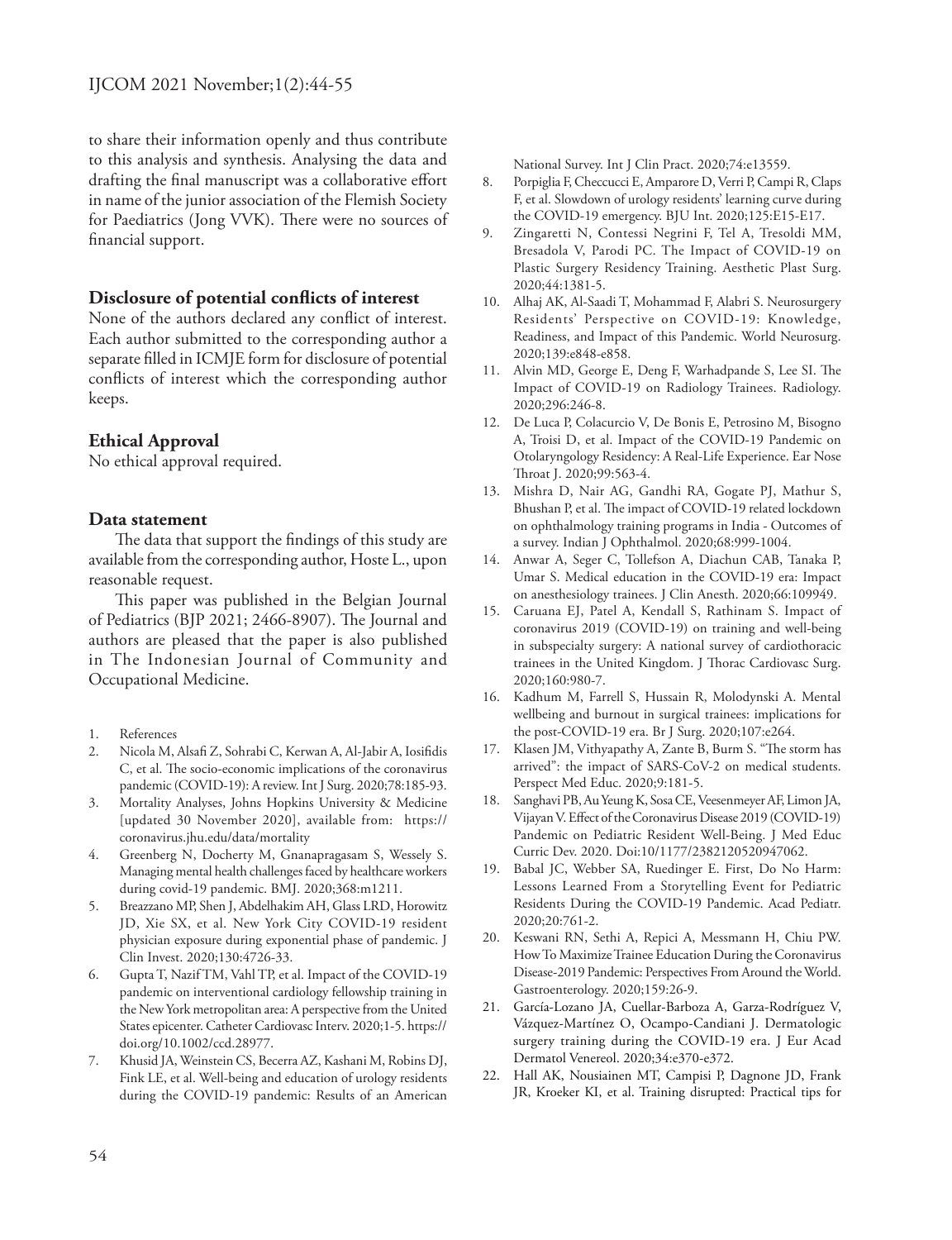to share their information openly and thus contribute to this analysis and synthesis. Analysing the data and drafting the final manuscript was a collaborative effort in name of the junior association of the Flemish Society for Paediatrics (Jong VVK). There were no sources of financial support.

### Disclosure of potential conflicts of interest

None of the authors declared any conflict of interest. Each author submitted to the corresponding author a separate filled in ICMJE form for disclosure of potential conflicts of interest which the corresponding author keeps.

### Ethical Approval

No ethical approval required.

### Data statement

The data that support the findings of this study are available from the corresponding author, Hoste L., upon reasonable request.

This paper was published in the Belgian Journal of Pediatrics (BJP 2021; 2466-8907). The Journal and authors are pleased that the paper is also published in The Indonesian Journal of Community and Occupational Medicine.

1. References
2. Nicola M, Alsafi Z, Sohrabi C, Kerwan A, Al-Jabir A, Iosifidis C, et al. The socio-economic implications of the coronavirus pandemic (COVID-19): A review. Int J Surg. 2020;78:185-93.
3. Mortality Analyses, Johns Hopkins University & Medicine [updated 30 November 2020], available from: https://coronavirus.jhu.edu/data/mortality
4. Greenberg N, Docherty M, Gnanapragasam S, Wessely S. Managing mental health challenges faced by healthcare workers during covid-19 pandemic. BMJ. 2020;368:m1211.
5. Breazzano MP, Shen J, Abdelhakim AH, Glass LRD, Horowitz JD, Xie SX, et al. New York City COVID-19 resident physician exposure during exponential phase of pandemic. J Clin Invest. 2020;130:4726-33.
6. Gupta T, Nazif TM, Vahl TP, et al. Impact of the COVID-19 pandemic on interventional cardiology fellowship training in the New York metropolitan area: A perspective from the United States epicenter. Catheter Cardiovasc Interv. 2020;1-5. https://doi.org/10.1002/ccd.28977.
7. Khusid JA, Weinstein CS, Becerra AZ, Kashani M, Robins DJ, Fink LE, et al. Well-being and education of urology residents during the COVID-19 pandemic: Results of an American National Survey. Int J Clin Pract. 2020;74:e13559.
8. Porpiglia F, Checcucci E, Amparore D, Verri P, Campi R, Claps F, et al. Slowdown of urology residents' learning curve during the COVID-19 emergency. BJU Int. 2020;125:E15-E17.
9. Zingaretti N, Contessi Negrini F, Tel A, Tresoldi MM, Bresadola V, Parodi PC. The Impact of COVID-19 on Plastic Surgery Residency Training. Aesthetic Plast Surg. 2020;44:1381-5.
10. Alhaj AK, Al-Saadi T, Mohammad F, Alabri S. Neurosurgery Residents' Perspective on COVID-19: Knowledge, Readiness, and Impact of this Pandemic. World Neurosurg. 2020;139:e848-e858.
11. Alvin MD, George E, Deng F, Warhadpande S, Lee SI. The Impact of COVID-19 on Radiology Trainees. Radiology. 2020;296:246-8.
12. De Luca P, Colacurcio V, De Bonis E, Petrosino M, Bisogno A, Troisi D, et al. Impact of the COVID-19 Pandemic on Otolaryngology Residency: A Real-Life Experience. Ear Nose Throat J. 2020;99:563-4.
13. Mishra D, Nair AG, Gandhi RA, Gogate PJ, Mathur S, Bhushan P, et al. The impact of COVID-19 related lockdown on ophthalmology training programs in India - Outcomes of a survey. Indian J Ophthalmol. 2020;68:999-1004.
14. Anwar A, Seger C, Tollefson A, Diachun CAB, Tanaka P, Umar S. Medical education in the COVID-19 era: Impact on anesthesiology trainees. J Clin Anesth. 2020;66:109949.
15. Caruana EJ, Patel A, Kendall S, Rathinam S. Impact of coronavirus 2019 (COVID-19) on training and well-being in subspecialty surgery: A national survey of cardiothoracic trainees in the United Kingdom. J Thorac Cardiovasc Surg. 2020;160:980-7.
16. Kadhum M, Farrell S, Hussain R, Molodynski A. Mental wellbeing and burnout in surgical trainees: implications for the post-COVID-19 era. Br J Surg. 2020;107:e264.
17. Klasen JM, Vithyapathy A, Zante B, Burm S. "The storm has arrived": the impact of SARS-CoV-2 on medical students. Perspect Med Educ. 2020;9:181-5.
18. Sanghavi PB, Au Yeung K, Sosa CE, Veesenmeyer AF, Limon JA, Vijayan V. Effect of the Coronavirus Disease 2019 (COVID-19) Pandemic on Pediatric Resident Well-Being. J Med Educ Curric Dev. 2020. Doi:10/1177/2382120520947062.
19. Babal JC, Webber SA, Ruedinger E. First, Do No Harm: Lessons Learned From a Storytelling Event for Pediatric Residents During the COVID-19 Pandemic. Acad Pediatr. 2020;20:761-2.
20. Keswani RN, Sethi A, Repici A, Messmann H, Chiu PW. How To Maximize Trainee Education During the Coronavirus Disease-2019 Pandemic: Perspectives From Around the World. Gastroenterology. 2020;159:26-9.
21. García-Lozano JA, Cuellar-Barboza A, Garza-Rodríguez V, Vázquez-Martínez O, Ocampo-Candiani J. Dermatologic surgery training during the COVID-19 era. J Eur Acad Dermatol Venereol. 2020;34:e370-e372.
22. Hall AK, Nousiainen MT, Campisi P, Dagnone JD, Frank JR, Kroeker KI, et al. Training disrupted: Practical tips for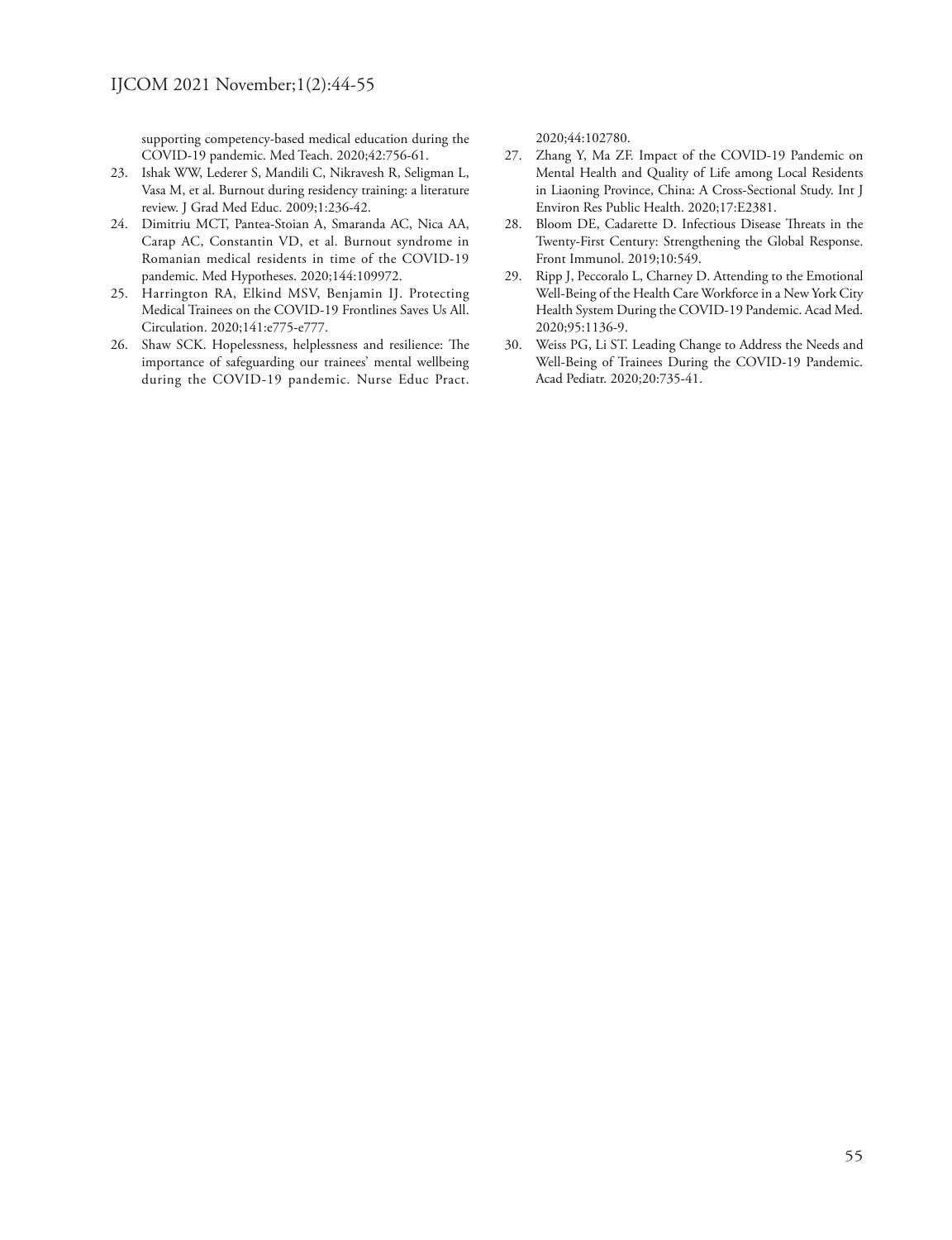supporting competency-based medical education during the COVID-19 pandemic. Med Teach. 2020;42:756-61.

23. Ishak WW, Lederer S, Mandili C, Nikravesh R, Seligman L, Vasa M, et al. Burnout during residency training: a literature review. J Grad Med Educ. 2009;1:236-42.
24. Dimitriu MCT, Pantea-Stoian A, Smaranda AC, Nica AA, Carap AC, Constantin VD, et al. Burnout syndrome in Romanian medical residents in time of the COVID-19 pandemic. Med Hypotheses. 2020;144:109972.
25. Harrington RA, Elkind MSV, Benjamin IJ. Protecting Medical Trainees on the COVID-19 Frontlines Saves Us All. Circulation. 2020;141:e775-e777.
26. Shaw SCK. Hopelessness, helplessness and resilience: The importance of safeguarding our trainees' mental wellbeing during the COVID-19 pandemic. Nurse Educ Pract. 2020;44:102780.
27. Zhang Y, Ma ZF. Impact of the COVID-19 Pandemic on Mental Health and Quality of Life among Local Residents in Liaoning Province, China: A Cross-Sectional Study. Int J Environ Res Public Health. 2020;17:E2381.
28. Bloom DE, Cadarette D. Infectious Disease Threats in the Twenty-First Century: Strengthening the Global Response. Front Immunol. 2019;10:549.
29. Ripp J, Peccoralo L, Charney D. Attending to the Emotional Well-Being of the Health Care Workforce in a New York City Health System During the COVID-19 Pandemic. Acad Med. 2020;95:1136-9.
30. Weiss PG, Li ST. Leading Change to Address the Needs and Well-Being of Trainees During the COVID-19 Pandemic. Acad Pediatr. 2020;20:735-41.